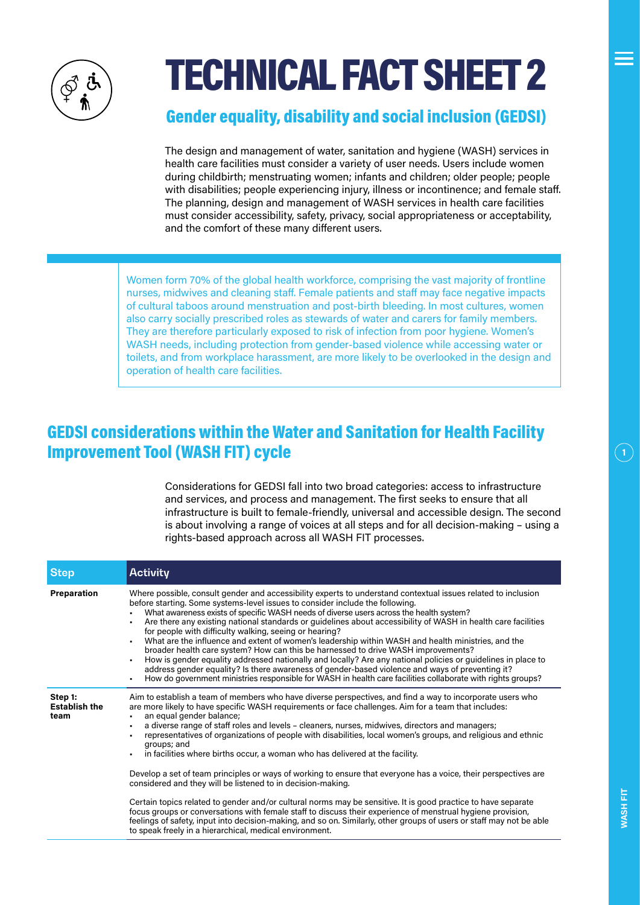# TECHNICAL FACT SHEET 2

## Gender equality, disability and social inclusion (GEDSI)

The design and management of water, sanitation and hygiene (WASH) services in health care facilities must consider a variety of user needs. Users include women during childbirth; menstruating women; infants and children; older people; people with disabilities; people experiencing injury, illness or incontinence; and female staff. The planning, design and management of WASH services in health care facilities must consider accessibility, safety, privacy, social appropriateness or acceptability, and the comfort of these many different users.

Women form 70% of the global health workforce, comprising the vast majority of frontline nurses, midwives and cleaning staff. Female patients and staff may face negative impacts of cultural taboos around menstruation and post-birth bleeding. In most cultures, women also carry socially prescribed roles as stewards of water and carers for family members. They are therefore particularly exposed to risk of infection from poor hygiene. Women's WASH needs, including protection from gender-based violence while accessing water or toilets, and from workplace harassment, are more likely to be overlooked in the design and operation of health care facilities.

## GEDSI considerations within the Water and Sanitation for Health Facility Improvement Tool (WASH FIT) cycle

Considerations for GEDSI fall into two broad categories: access to infrastructure and services, and process and management. The first seeks to ensure that all infrastructure is built to female-friendly, universal and accessible design. The second is about involving a range of voices at all steps and for all decision-making – using a rights-based approach across all WASH FIT processes.

| Step | Activity |
|---|---|
| **Preparation** | Where possible, consult gender and accessibility experts to understand contextual issues related to inclusion before starting. Some systems-level issues to consider include the following.<br>• What awareness exists of specific WASH needs of diverse users across the health system?<br>• Are there any existing national standards or guidelines about accessibility of WASH in health care facilities for people with difficulty walking, seeing or hearing?<br>• What are the influence and extent of women's leadership within WASH and health ministries, and the broader health care system? How can this be harnessed to drive WASH improvements?<br>• How is gender equality addressed nationally and locally? Are any national policies or guidelines in place to address gender equality? Is there awareness of gender-based violence and ways of preventing it?<br>• How do government ministries responsible for WASH in health care facilities collaborate with rights groups? |
| **Step 1: Establish the team** | Aim to establish a team of members who have diverse perspectives, and find a way to incorporate users who are more likely to have specific WASH requirements or face challenges. Aim for a team that includes:<br>• an equal gender balance;<br>• a diverse range of staff roles and levels – cleaners, nurses, midwives, directors and managers;<br>• representatives of organizations of people with disabilities, local women's groups, and religious and ethnic groups; and<br>• in facilities where births occur, a woman who has delivered at the facility.<br><br>Develop a set of team principles or ways of working to ensure that everyone has a voice, their perspectives are considered and they will be listened to in decision-making.<br><br>Certain topics related to gender and/or cultural norms may be sensitive. It is good practice to have separate focus groups or conversations with female staff to discuss their experience of menstrual hygiene provision, feelings of safety, input into decision-making, and so on. Similarly, other groups of users or staff may not be able to speak freely in a hierarchical, medical environment. |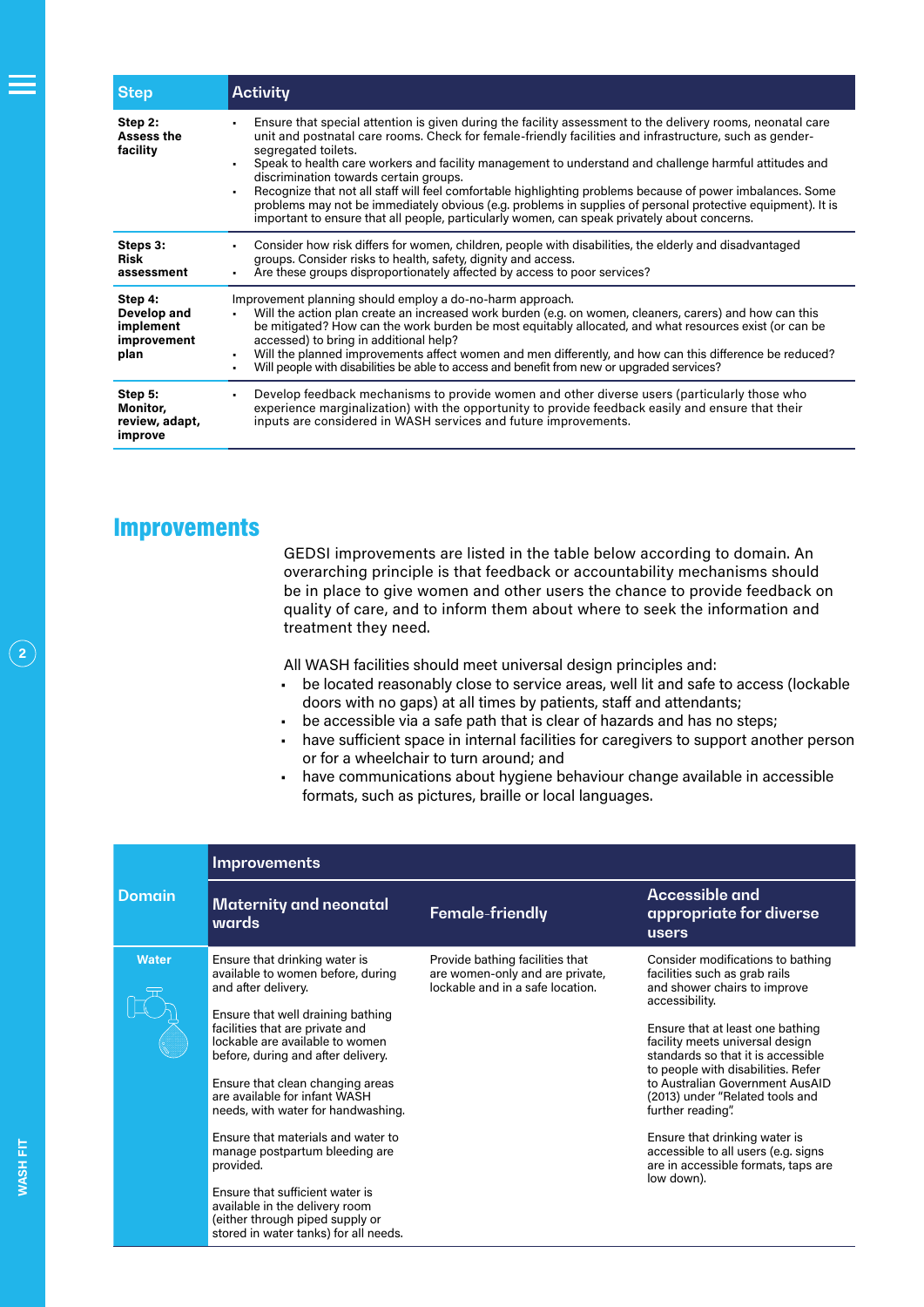| Step | Activity |
|---|---|
| **Step 2: Assess the facility** | • Ensure that special attention is given during the facility assessment to the delivery rooms, neonatal care unit and postnatal care rooms. Check for female-friendly facilities and infrastructure, such as gender-segregated toilets.<br>• Speak to health care workers and facility management to understand and challenge harmful attitudes and discrimination towards certain groups.<br>• Recognize that not all staff will feel comfortable highlighting problems because of power imbalances. Some problems may not be immediately obvious (e.g. problems in supplies of personal protective equipment). It is important to ensure that all people, particularly women, can speak privately about concerns. |
| **Steps 3: Risk assessment** | • Consider how risk differs for women, children, people with disabilities, the elderly and disadvantaged groups. Consider risks to health, safety, dignity and access.<br>• Are these groups disproportionately affected by access to poor services? |
| **Step 4: Develop and implement improvement plan** | Improvement planning should employ a do-no-harm approach.<br>• Will the action plan create an increased work burden (e.g. on women, cleaners, carers) and how can this be mitigated? How can the work burden be most equitably allocated, and what resources exist (or can be accessed) to bring in additional help?<br>• Will the planned improvements affect women and men differently, and how can this difference be reduced?<br>• Will people with disabilities be able to access and benefit from new or upgraded services? |
| **Step 5: Monitor, review, adapt, improve** | • Develop feedback mechanisms to provide women and other diverse users (particularly those who experience marginalization) with the opportunity to provide feedback easily and ensure that their inputs are considered in WASH services and future improvements. |

## Improvements

GEDSI improvements are listed in the table below according to domain. An overarching principle is that feedback or accountability mechanisms should be in place to give women and other users the chance to provide feedback on quality of care, and to inform them about where to seek the information and treatment they need.

All WASH facilities should meet universal design principles and:

- be located reasonably close to service areas, well lit and safe to access (lockable doors with no gaps) at all times by patients, staff and attendants;
- be accessible via a safe path that is clear of hazards and has no steps;
- have sufficient space in internal facilities for caregivers to support another person or for a wheelchair to turn around; and
- have communications about hygiene behaviour change available in accessible formats, such as pictures, braille or local languages.

| Domain | Improvements | | |
|---|---|---|---|
| | **Maternity and neonatal wards** | **Female-friendly** | **Accessible and appropriate for diverse users** |
| **Water** | Ensure that drinking water is available to women before, during and after delivery.<br><br>Ensure that well draining bathing facilities that are private and lockable are available to women before, during and after delivery.<br><br>Ensure that clean changing areas are available for infant WASH needs, with water for handwashing.<br><br>Ensure that materials and water to manage postpartum bleeding are provided.<br><br>Ensure that sufficient water is available in the delivery room (either through piped supply or stored in water tanks) for all needs. | Provide bathing facilities that are women-only and are private, lockable and in a safe location. | Consider modifications to bathing facilities such as grab rails and shower chairs to improve accessibility.<br><br>Ensure that at least one bathing facility meets universal design standards so that it is accessible to people with disabilities. Refer to Australian Government AusAID (2013) under "Related tools and further reading".<br><br>Ensure that drinking water is accessible to all users (e.g. signs are in accessible formats, taps are low down). |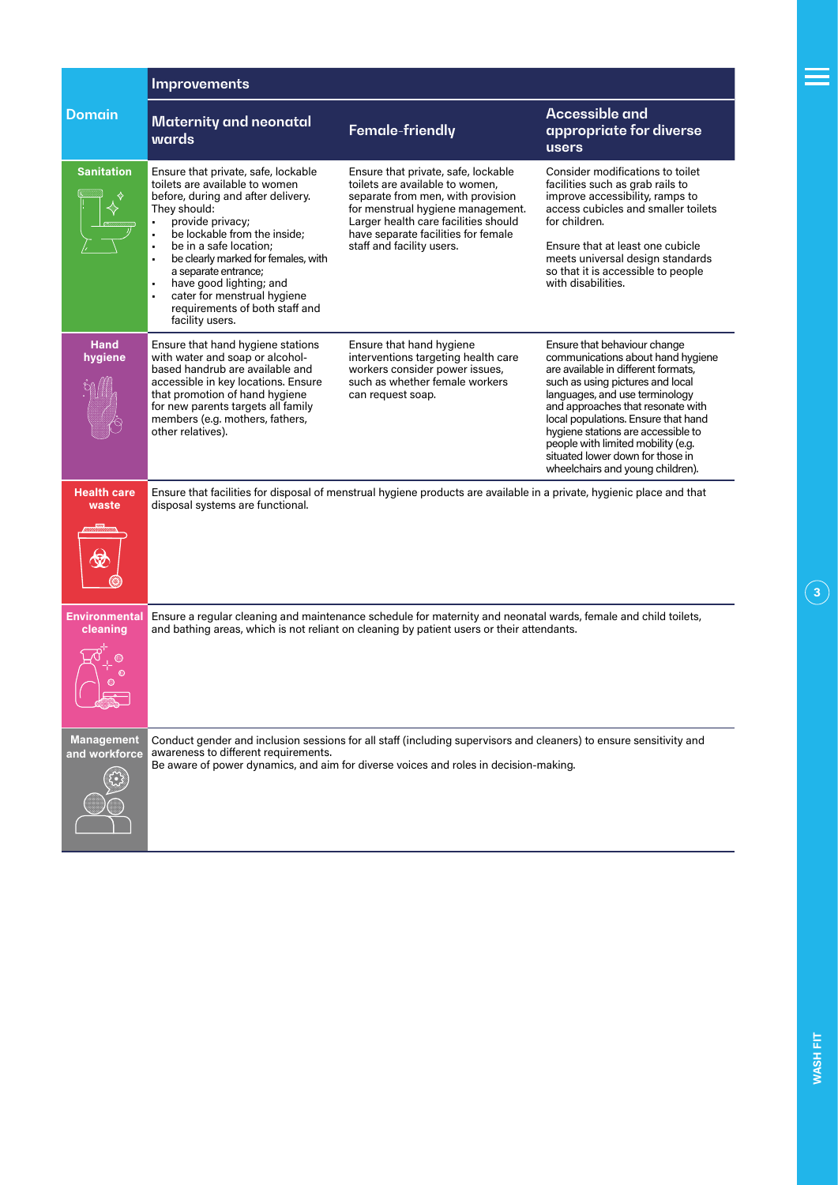| Domain | Improvements | | |
|---|---|---|---|
| | **Maternity and neonatal wards** | **Female-friendly** | **Accessible and appropriate for diverse users** |
| **Sanitation** | Ensure that private, safe, lockable toilets are available to women before, during and after delivery. They should: <br>• provide privacy; <br>• be lockable from the inside; <br>• be in a safe location; <br>• be clearly marked for females, with a separate entrance; <br>• have good lighting; and <br>• cater for menstrual hygiene requirements of both staff and facility users. | Ensure that private, safe, lockable toilets are available to women, separate from men, with provision for menstrual hygiene management. Larger health care facilities should have separate facilities for female staff and facility users. | Consider modifications to toilet facilities such as grab rails to improve accessibility, ramps to access cubicles and smaller toilets for children. <br><br>Ensure that at least one cubicle meets universal design standards so that it is accessible to people with disabilities. |
| **Hand hygiene** | Ensure that hand hygiene stations with water and soap or alcohol-based handrub are available and accessible in key locations. Ensure that promotion of hand hygiene for new parents targets all family members (e.g. mothers, fathers, other relatives). | Ensure that hand hygiene interventions targeting health care workers consider power issues, such as whether female workers can request soap. | Ensure that behaviour change communications about hand hygiene are available in different formats, such as using pictures and local languages, and use terminology and approaches that resonate with local populations. Ensure that hand hygiene stations are accessible to people with limited mobility (e.g. situated lower down for those in wheelchairs and young children). |
| **Health care waste** | Ensure that facilities for disposal of menstrual hygiene products are available in a private, hygienic place and that disposal systems are functional. | | |
| **Environmental cleaning** | Ensure a regular cleaning and maintenance schedule for maternity and neonatal wards, female and child toilets, and bathing areas, which is not reliant on cleaning by patient users or their attendants. | | |
| **Management and workforce** | Conduct gender and inclusion sessions for all staff (including supervisors and cleaners) to ensure sensitivity and awareness to different requirements. <br>Be aware of power dynamics, and aim for diverse voices and roles in decision-making. | | |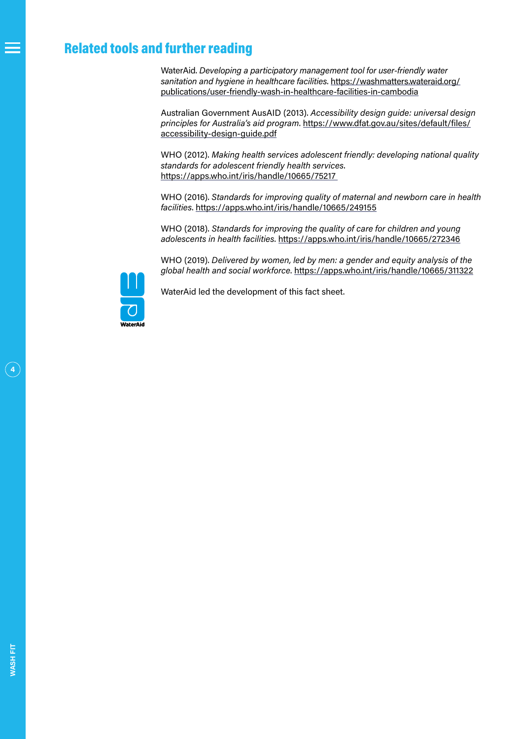## Related tools and further reading

WaterAid. *Developing a participatory management tool for user-friendly water sanitation and hygiene in healthcare facilities*. https://washmatters.wateraid.org/publications/user-friendly-wash-in-healthcare-facilities-in-cambodia

Australian Government AusAID (2013). *Accessibility design guide: universal design principles for Australia's aid program*. https://www.dfat.gov.au/sites/default/files/accessibility-design-guide.pdf

WHO (2012). *Making health services adolescent friendly: developing national quality standards for adolescent friendly health services*. https://apps.who.int/iris/handle/10665/75217

WHO (2016). *Standards for improving quality of maternal and newborn care in health facilities*. https://apps.who.int/iris/handle/10665/249155

WHO (2018). *Standards for improving the quality of care for children and young adolescents in health facilities*. https://apps.who.int/iris/handle/10665/272346

WHO (2019). *Delivered by women, led by men: a gender and equity analysis of the global health and social workforce*. https://apps.who.int/iris/handle/10665/311322

WaterAid led the development of this fact sheet.